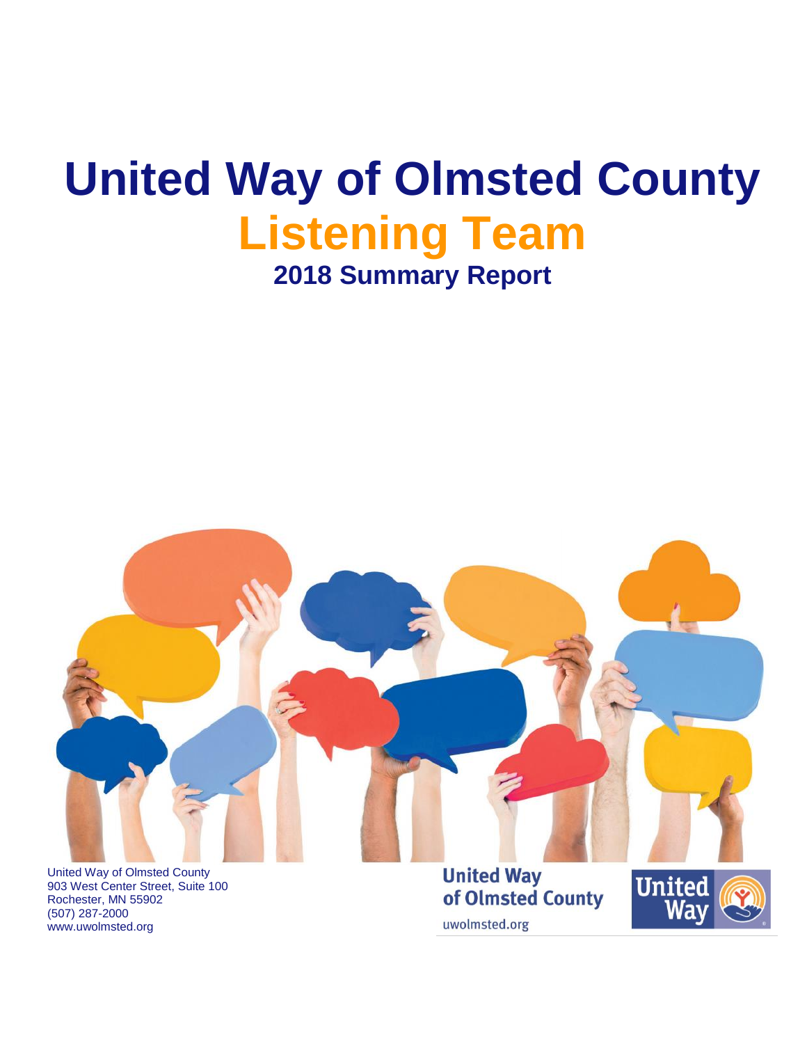# United Way of Olmsted County

# Listening Team

## 2018 Summary Report

United Way of Olmsted County
903 West Center Street, Suite 100
Rochester, MN 55902
(507) 287-2000
www.uwolmsted.org

United Way of Olmsted County
uwolmsted.org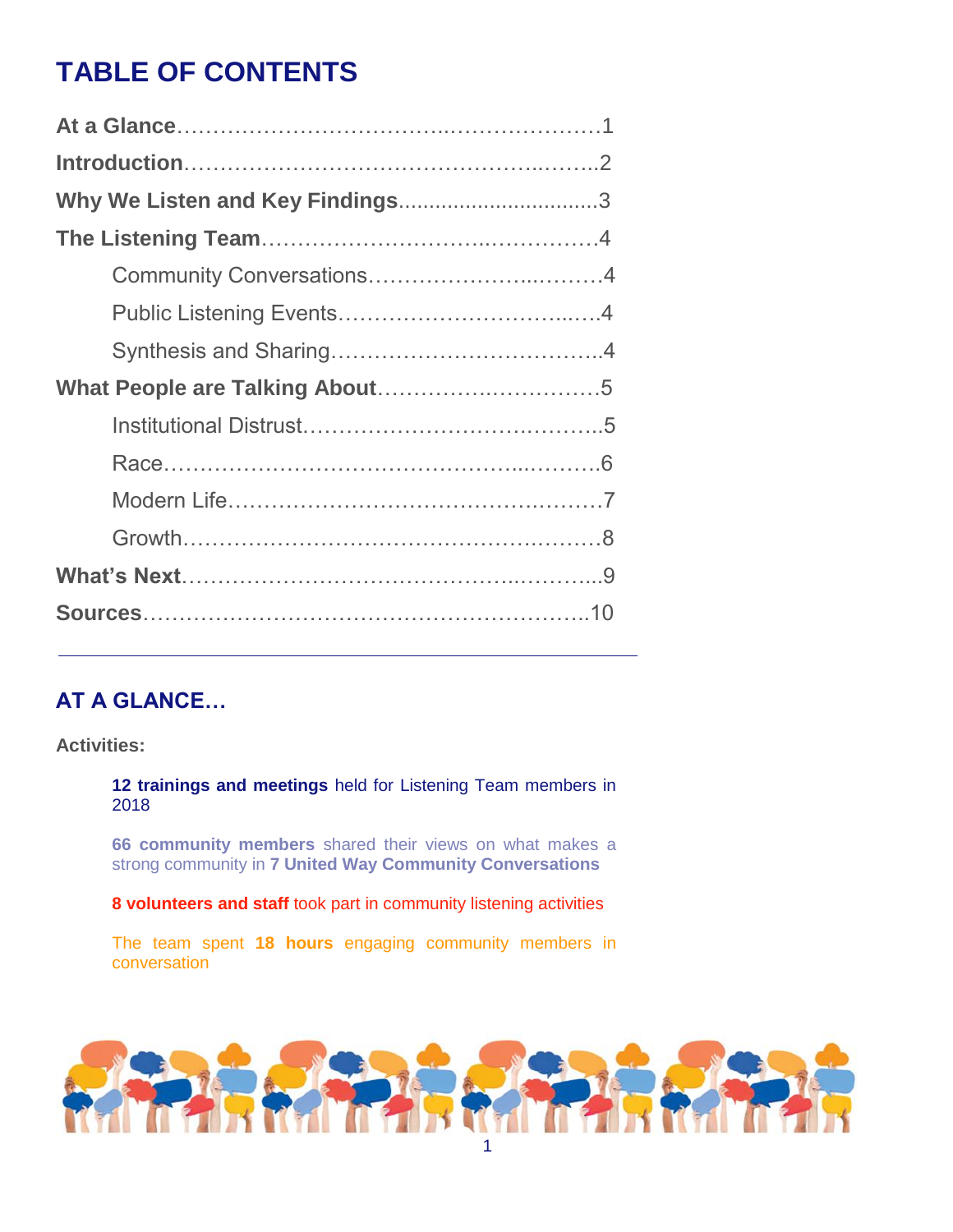# TABLE OF CONTENTS

**At a Glance**……………………………..…………………1
**Introduction**………………………………………..……..2
**Why We Listen and Key Findings**...............................3
**The Listening Team**………………………..……………4
- Community Conversations………………...………4
- Public Listening Events…………………………...….4
- Synthesis and Sharing……………………………….4

**What People are Talking About**……………..…………5
- Institutional Distrust………………………….………..5
- Race………………………………………..……….6
- Modern Life…………………………………….………7
- Growth……………………………………….………8

**What's Next**……………………………………..………..9
**Sources**……………………………………………………..10

---

## AT A GLANCE…

**Activities:**

**12 trainings and meetings** held for Listening Team members in 2018

**66 community members** shared their views on what makes a strong community in **7 United Way Community Conversations**

**8 volunteers and staff** took part in community listening activities

The team spent **18 hours** engaging community members in conversation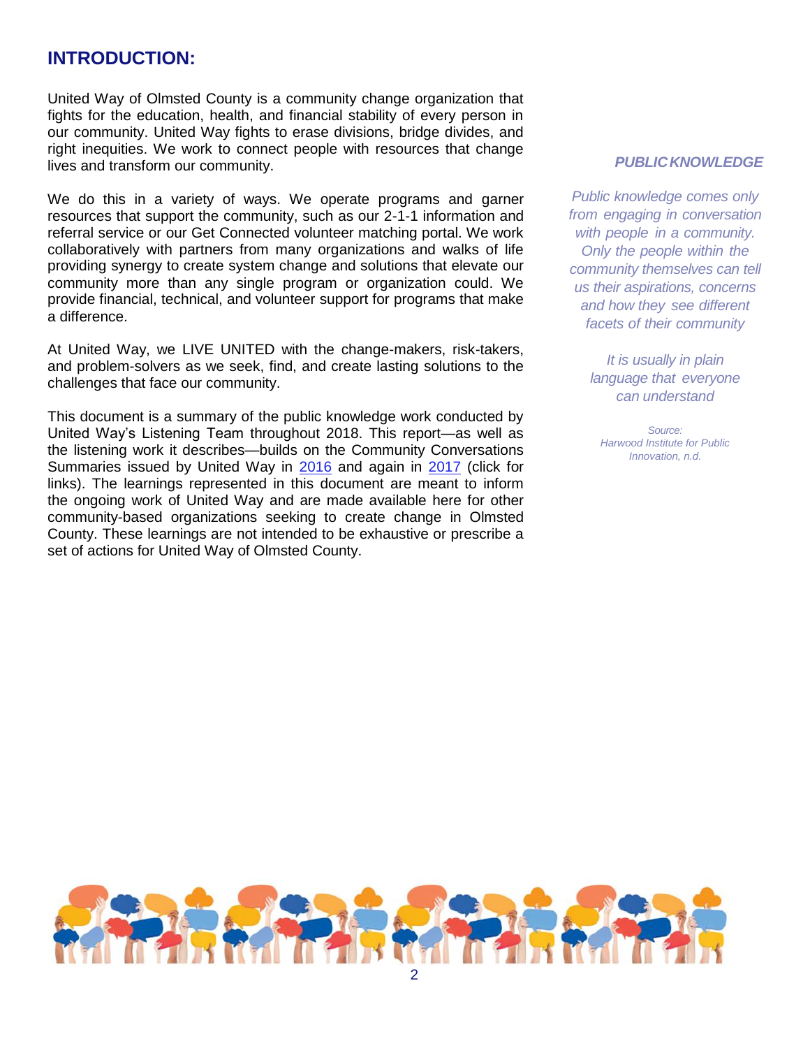## INTRODUCTION:

United Way of Olmsted County is a community change organization that fights for the education, health, and financial stability of every person in our community. United Way fights to erase divisions, bridge divides, and right inequities. We work to connect people with resources that change lives and transform our community.

We do this in a variety of ways. We operate programs and garner resources that support the community, such as our 2-1-1 information and referral service or our Get Connected volunteer matching portal. We work collaboratively with partners from many organizations and walks of life providing synergy to create system change and solutions that elevate our community more than any single program or organization could. We provide financial, technical, and volunteer support for programs that make a difference.

At United Way, we LIVE UNITED with the change-makers, risk-takers, and problem-solvers as we seek, find, and create lasting solutions to the challenges that face our community.

This document is a summary of the public knowledge work conducted by United Way's Listening Team throughout 2018. This report—as well as the listening work it describes—builds on the Community Conversations Summaries issued by United Way in [2016] and again in [2017] (click for links). The learnings represented in this document are meant to inform the ongoing work of United Way and are made available here for other community-based organizations seeking to create change in Olmsted County. These learnings are not intended to be exhaustive or prescribe a set of actions for United Way of Olmsted County.

***PUBLIC KNOWLEDGE***

*Public knowledge comes only from engaging in conversation with people in a community. Only the people within the community themselves can tell us their aspirations, concerns and how they see different facets of their community*

*It is usually in plain language that everyone can understand*

*Source: Harwood Institute for Public Innovation, n.d.*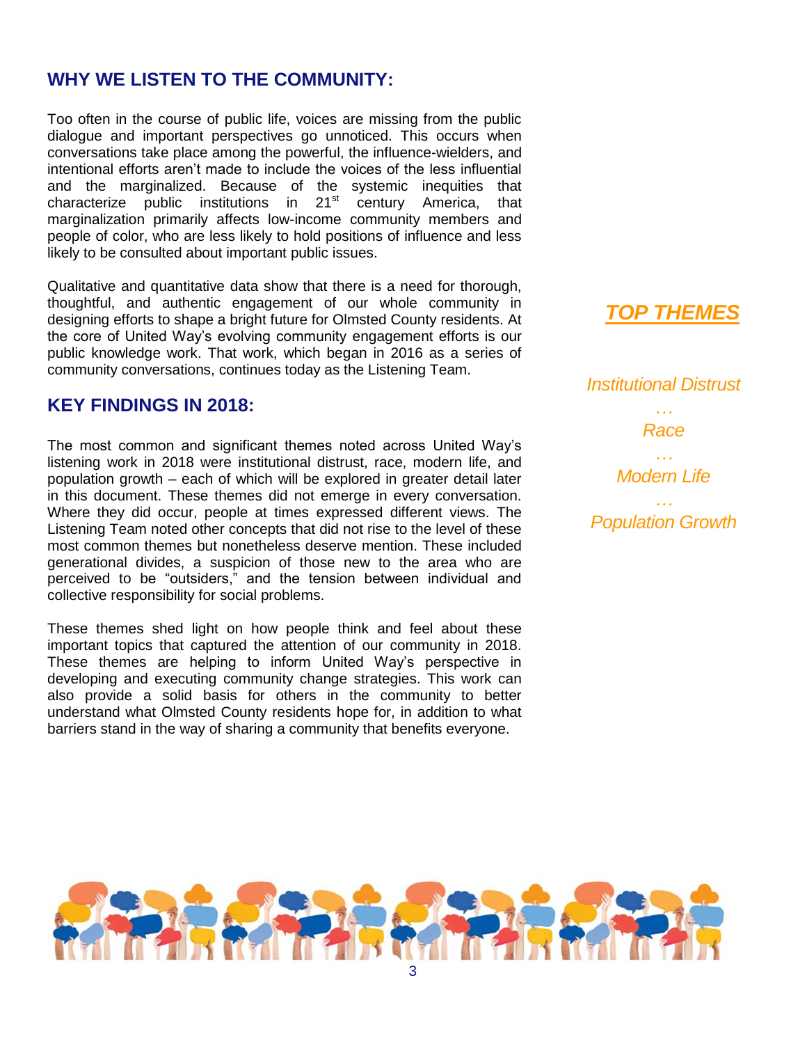## WHY WE LISTEN TO THE COMMUNITY:

Too often in the course of public life, voices are missing from the public dialogue and important perspectives go unnoticed. This occurs when conversations take place among the powerful, the influence-wielders, and intentional efforts aren't made to include the voices of the less influential and the marginalized. Because of the systemic inequities that characterize public institutions in 21st century America, that marginalization primarily affects low-income community members and people of color, who are less likely to hold positions of influence and less likely to be consulted about important public issues.

Qualitative and quantitative data show that there is a need for thorough, thoughtful, and authentic engagement of our whole community in designing efforts to shape a bright future for Olmsted County residents. At the core of United Way's evolving community engagement efforts is our public knowledge work. That work, which began in 2016 as a series of community conversations, continues today as the Listening Team.

## KEY FINDINGS IN 2018:

The most common and significant themes noted across United Way's listening work in 2018 were institutional distrust, race, modern life, and population growth – each of which will be explored in greater detail later in this document. These themes did not emerge in every conversation. Where they did occur, people at times expressed different views. The Listening Team noted other concepts that did not rise to the level of these most common themes but nonetheless deserve mention. These included generational divides, a suspicion of those new to the area who are perceived to be "outsiders," and the tension between individual and collective responsibility for social problems.

These themes shed light on how people think and feel about these important topics that captured the attention of our community in 2018. These themes are helping to inform United Way's perspective in developing and executing community change strategies. This work can also provide a solid basis for others in the community to better understand what Olmsted County residents hope for, in addition to what barriers stand in the way of sharing a community that benefits everyone.

***TOP THEMES***

*Institutional Distrust*

*…*

*Race*

*…*

*Modern Life*

*…*

*Population Growth*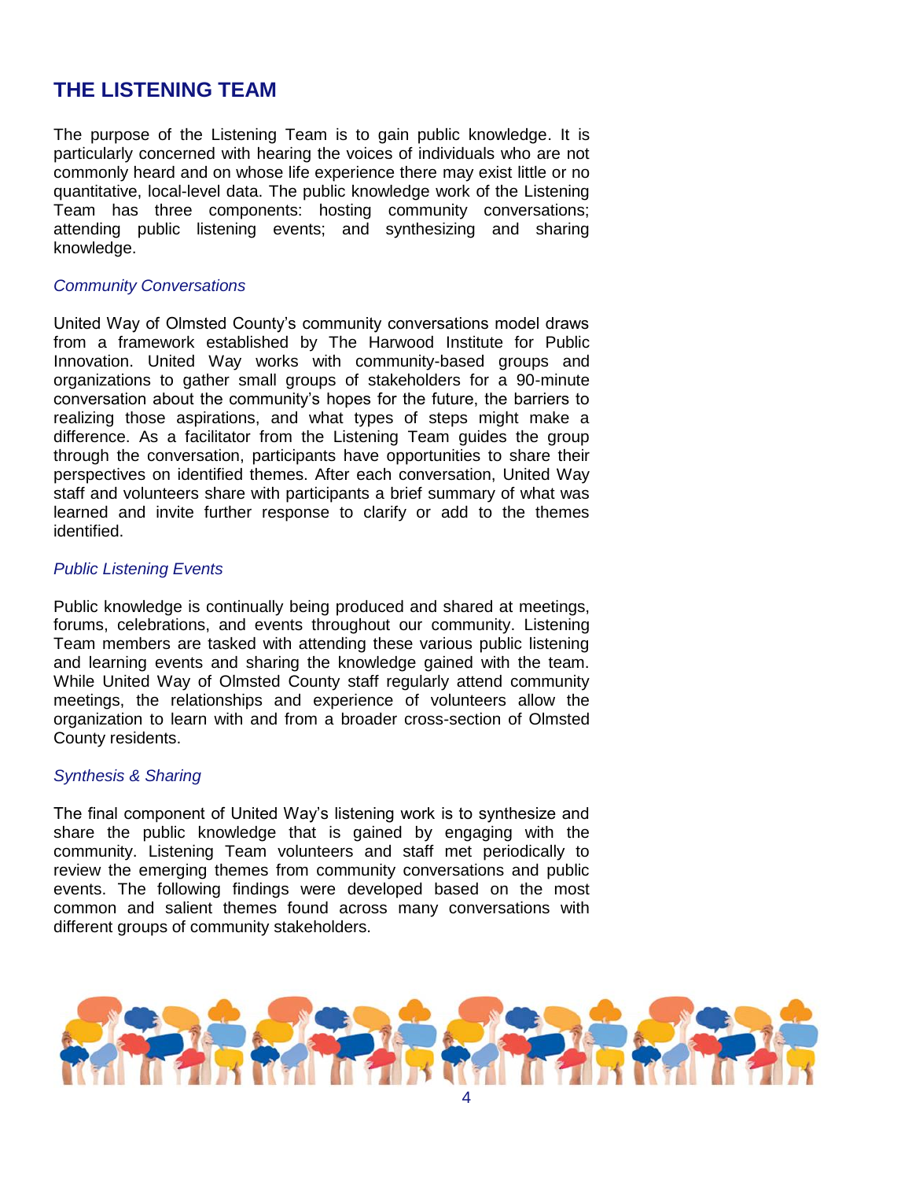## THE LISTENING TEAM

The purpose of the Listening Team is to gain public knowledge. It is particularly concerned with hearing the voices of individuals who are not commonly heard and on whose life experience there may exist little or no quantitative, local-level data. The public knowledge work of the Listening Team has three components: hosting community conversations; attending public listening events; and synthesizing and sharing knowledge.

### *Community Conversations*

United Way of Olmsted County's community conversations model draws from a framework established by The Harwood Institute for Public Innovation. United Way works with community-based groups and organizations to gather small groups of stakeholders for a 90-minute conversation about the community's hopes for the future, the barriers to realizing those aspirations, and what types of steps might make a difference. As a facilitator from the Listening Team guides the group through the conversation, participants have opportunities to share their perspectives on identified themes. After each conversation, United Way staff and volunteers share with participants a brief summary of what was learned and invite further response to clarify or add to the themes identified.

### *Public Listening Events*

Public knowledge is continually being produced and shared at meetings, forums, celebrations, and events throughout our community. Listening Team members are tasked with attending these various public listening and learning events and sharing the knowledge gained with the team. While United Way of Olmsted County staff regularly attend community meetings, the relationships and experience of volunteers allow the organization to learn with and from a broader cross-section of Olmsted County residents.

### *Synthesis & Sharing*

The final component of United Way's listening work is to synthesize and share the public knowledge that is gained by engaging with the community. Listening Team volunteers and staff met periodically to review the emerging themes from community conversations and public events. The following findings were developed based on the most common and salient themes found across many conversations with different groups of community stakeholders.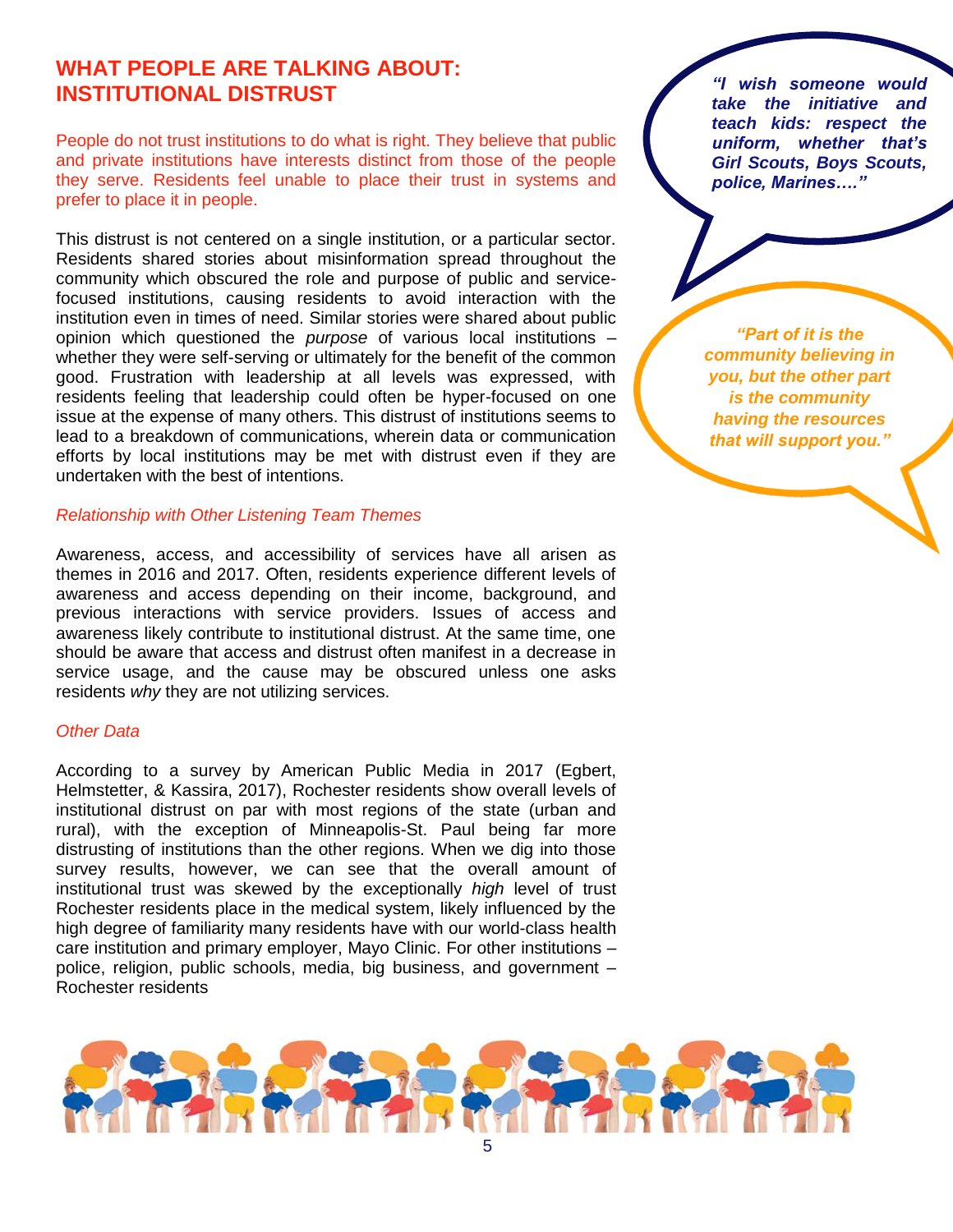## WHAT PEOPLE ARE TALKING ABOUT: INSTITUTIONAL DISTRUST

People do not trust institutions to do what is right. They believe that public and private institutions have interests distinct from those of the people they serve. Residents feel unable to place their trust in systems and prefer to place it in people.

> ***"I wish someone would take the initiative and teach kids: respect the uniform, whether that's Girl Scouts, Boys Scouts, police, Marines…."***

> ***"Part of it is the community believing in you, but the other part is the community having the resources that will support you."***

This distrust is not centered on a single institution, or a particular sector. Residents shared stories about misinformation spread throughout the community which obscured the role and purpose of public and service-focused institutions, causing residents to avoid interaction with the institution even in times of need. Similar stories were shared about public opinion which questioned the *purpose* of various local institutions – whether they were self-serving or ultimately for the benefit of the common good. Frustration with leadership at all levels was expressed, with residents feeling that leadership could often be hyper-focused on one issue at the expense of many others. This distrust of institutions seems to lead to a breakdown of communications, wherein data or communication efforts by local institutions may be met with distrust even if they are undertaken with the best of intentions.

### *Relationship with Other Listening Team Themes*

Awareness, access, and accessibility of services have all arisen as themes in 2016 and 2017. Often, residents experience different levels of awareness and access depending on their income, background, and previous interactions with service providers. Issues of access and awareness likely contribute to institutional distrust. At the same time, one should be aware that access and distrust often manifest in a decrease in service usage, and the cause may be obscured unless one asks residents *why* they are not utilizing services.

### *Other Data*

According to a survey by American Public Media in 2017 (Egbert, Helmstetter, & Kassira, 2017), Rochester residents show overall levels of institutional distrust on par with most regions of the state (urban and rural), with the exception of Minneapolis-St. Paul being far more distrusting of institutions than the other regions. When we dig into those survey results, however, we can see that the overall amount of institutional trust was skewed by the exceptionally *high* level of trust Rochester residents place in the medical system, likely influenced by the high degree of familiarity many residents have with our world-class health care institution and primary employer, Mayo Clinic. For other institutions – police, religion, public schools, media, big business, and government – Rochester residents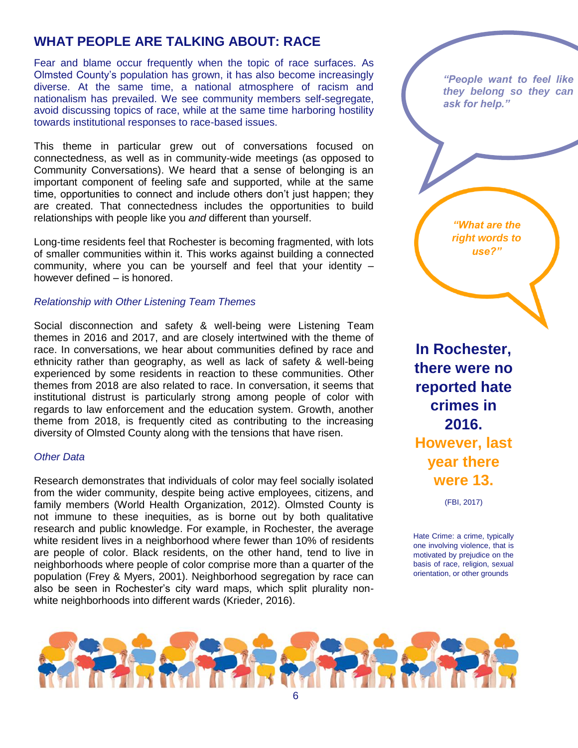## WHAT PEOPLE ARE TALKING ABOUT: RACE

Fear and blame occur frequently when the topic of race surfaces. As Olmsted County's population has grown, it has also become increasingly diverse. At the same time, a national atmosphere of racism and nationalism has prevailed. We see community members self-segregate, avoid discussing topics of race, while at the same time harboring hostility towards institutional responses to race-based issues.

This theme in particular grew out of conversations focused on connectedness, as well as in community-wide meetings (as opposed to Community Conversations). We heard that a sense of belonging is an important component of feeling safe and supported, while at the same time, opportunities to connect and include others don't just happen; they are created. That connectedness includes the opportunities to build relationships with people like you *and* different than yourself.

Long-time residents feel that Rochester is becoming fragmented, with lots of smaller communities within it. This works against building a connected community, where you can be yourself and feel that your identity – however defined – is honored.

*Relationship with Other Listening Team Themes*

Social disconnection and safety & well-being were Listening Team themes in 2016 and 2017, and are closely intertwined with the theme of race. In conversations, we hear about communities defined by race and ethnicity rather than geography, as well as lack of safety & well-being experienced by some residents in reaction to these communities. Other themes from 2018 are also related to race. In conversation, it seems that institutional distrust is particularly strong among people of color with regards to law enforcement and the education system. Growth, another theme from 2018, is frequently cited as contributing to the increasing diversity of Olmsted County along with the tensions that have risen.

*Other Data*

Research demonstrates that individuals of color may feel socially isolated from the wider community, despite being active employees, citizens, and family members (World Health Organization, 2012). Olmsted County is not immune to these inequities, as is borne out by both qualitative research and public knowledge. For example, in Rochester, the average white resident lives in a neighborhood where fewer than 10% of residents are people of color. Black residents, on the other hand, tend to live in neighborhoods where people of color comprise more than a quarter of the population (Frey & Myers, 2001). Neighborhood segregation by race can also be seen in Rochester's city ward maps, which split plurality non-white neighborhoods into different wards (Krieder, 2016).

*"People want to feel like they belong so they can ask for help."*

*"What are the right words to use?"*

**In Rochester, there were no reported hate crimes in 2016. However, last year there were 13.**

(FBI, 2017)

Hate Crime: a crime, typically one involving violence, that is motivated by prejudice on the basis of race, religion, sexual orientation, or other grounds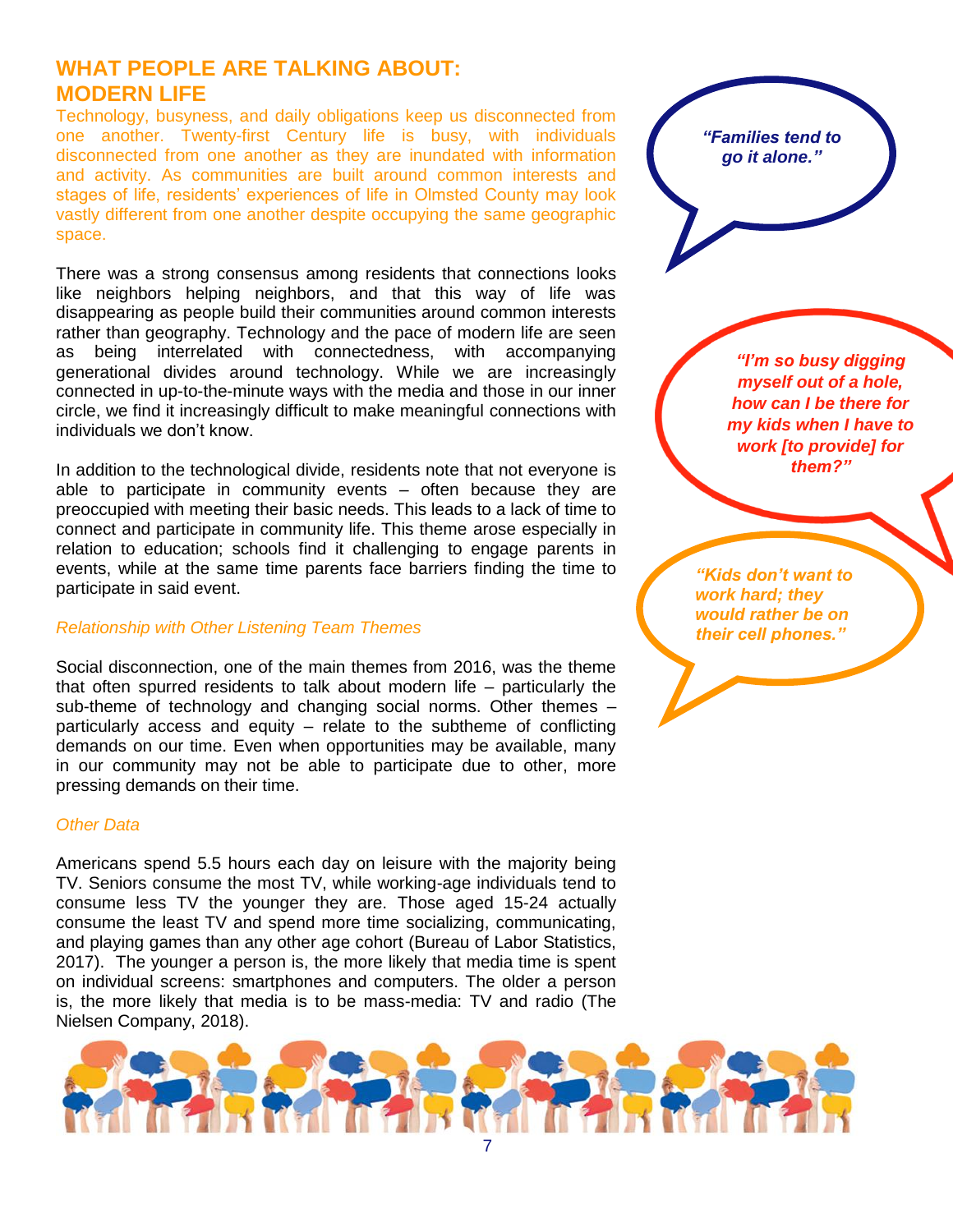## WHAT PEOPLE ARE TALKING ABOUT: MODERN LIFE

Technology, busyness, and daily obligations keep us disconnected from one another. Twenty-first Century life is busy, with individuals disconnected from one another as they are inundated with information and activity. As communities are built around common interests and stages of life, residents' experiences of life in Olmsted County may look vastly different from one another despite occupying the same geographic space.

There was a strong consensus among residents that connections looks like neighbors helping neighbors, and that this way of life was disappearing as people build their communities around common interests rather than geography. Technology and the pace of modern life are seen as being interrelated with connectedness, with accompanying generational divides around technology. While we are increasingly connected in up-to-the-minute ways with the media and those in our inner circle, we find it increasingly difficult to make meaningful connections with individuals we don't know.

In addition to the technological divide, residents note that not everyone is able to participate in community events – often because they are preoccupied with meeting their basic needs. This leads to a lack of time to connect and participate in community life. This theme arose especially in relation to education; schools find it challenging to engage parents in events, while at the same time parents face barriers finding the time to participate in said event.

*Relationship with Other Listening Team Themes*

Social disconnection, one of the main themes from 2016, was the theme that often spurred residents to talk about modern life – particularly the sub-theme of technology and changing social norms. Other themes – particularly access and equity – relate to the subtheme of conflicting demands on our time. Even when opportunities may be available, many in our community may not be able to participate due to other, more pressing demands on their time.

*Other Data*

Americans spend 5.5 hours each day on leisure with the majority being TV. Seniors consume the most TV, while working-age individuals tend to consume less TV the younger they are. Those aged 15-24 actually consume the least TV and spend more time socializing, communicating, and playing games than any other age cohort (Bureau of Labor Statistics, 2017). The younger a person is, the more likely that media time is spent on individual screens: smartphones and computers. The older a person is, the more likely that media is to be mass-media: TV and radio (The Nielsen Company, 2018).

***"Families tend to go it alone."***

***"I'm so busy digging myself out of a hole, how can I be there for my kids when I have to work [to provide] for them?"***

***"Kids don't want to work hard; they would rather be on their cell phones."***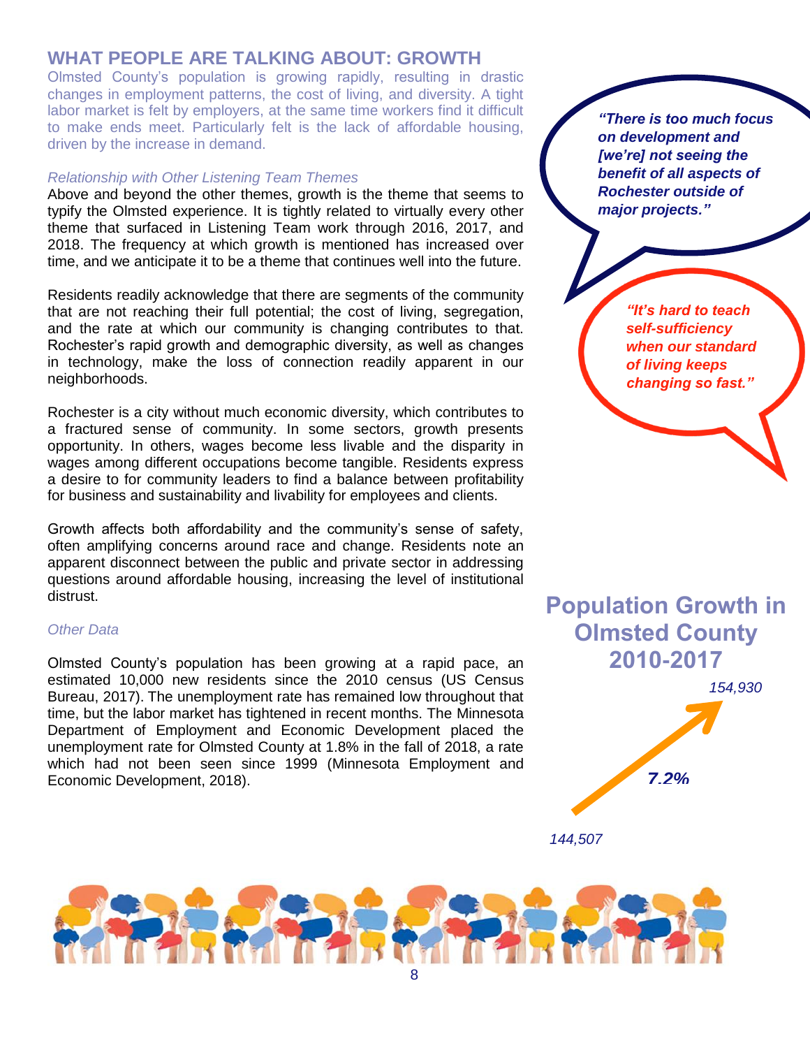## WHAT PEOPLE ARE TALKING ABOUT: GROWTH

Olmsted County's population is growing rapidly, resulting in drastic changes in employment patterns, the cost of living, and diversity. A tight labor market is felt by employers, at the same time workers find it difficult to make ends meet. Particularly felt is the lack of affordable housing, driven by the increase in demand.

*Relationship with Other Listening Team Themes*

Above and beyond the other themes, growth is the theme that seems to typify the Olmsted experience. It is tightly related to virtually every other theme that surfaced in Listening Team work through 2016, 2017, and 2018. The frequency at which growth is mentioned has increased over time, and we anticipate it to be a theme that continues well into the future.

Residents readily acknowledge that there are segments of the community that are not reaching their full potential; the cost of living, segregation, and the rate at which our community is changing contributes to that. Rochester's rapid growth and demographic diversity, as well as changes in technology, make the loss of connection readily apparent in our neighborhoods.

Rochester is a city without much economic diversity, which contributes to a fractured sense of community. In some sectors, growth presents opportunity. In others, wages become less livable and the disparity in wages among different occupations become tangible. Residents express a desire to for community leaders to find a balance between profitability for business and sustainability and livability for employees and clients.

Growth affects both affordability and the community's sense of safety, often amplifying concerns around race and change. Residents note an apparent disconnect between the public and private sector in addressing questions around affordable housing, increasing the level of institutional distrust.

*Other Data*

Olmsted County's population has been growing at a rapid pace, an estimated 10,000 new residents since the 2010 census (US Census Bureau, 2017). The unemployment rate has remained low throughout that time, but the labor market has tightened in recent months. The Minnesota Department of Employment and Economic Development placed the unemployment rate for Olmsted County at 1.8% in the fall of 2018, a rate which had not been seen since 1999 (Minnesota Employment and Economic Development, 2018).

***"There is too much focus on development and [we're] not seeing the benefit of all aspects of Rochester outside of major projects."***

***"It's hard to teach self-sufficiency when our standard of living keeps changing so fast."***

**Population Growth in Olmsted County 2010-2017**

*144,507* → *154,930*

***7.2%***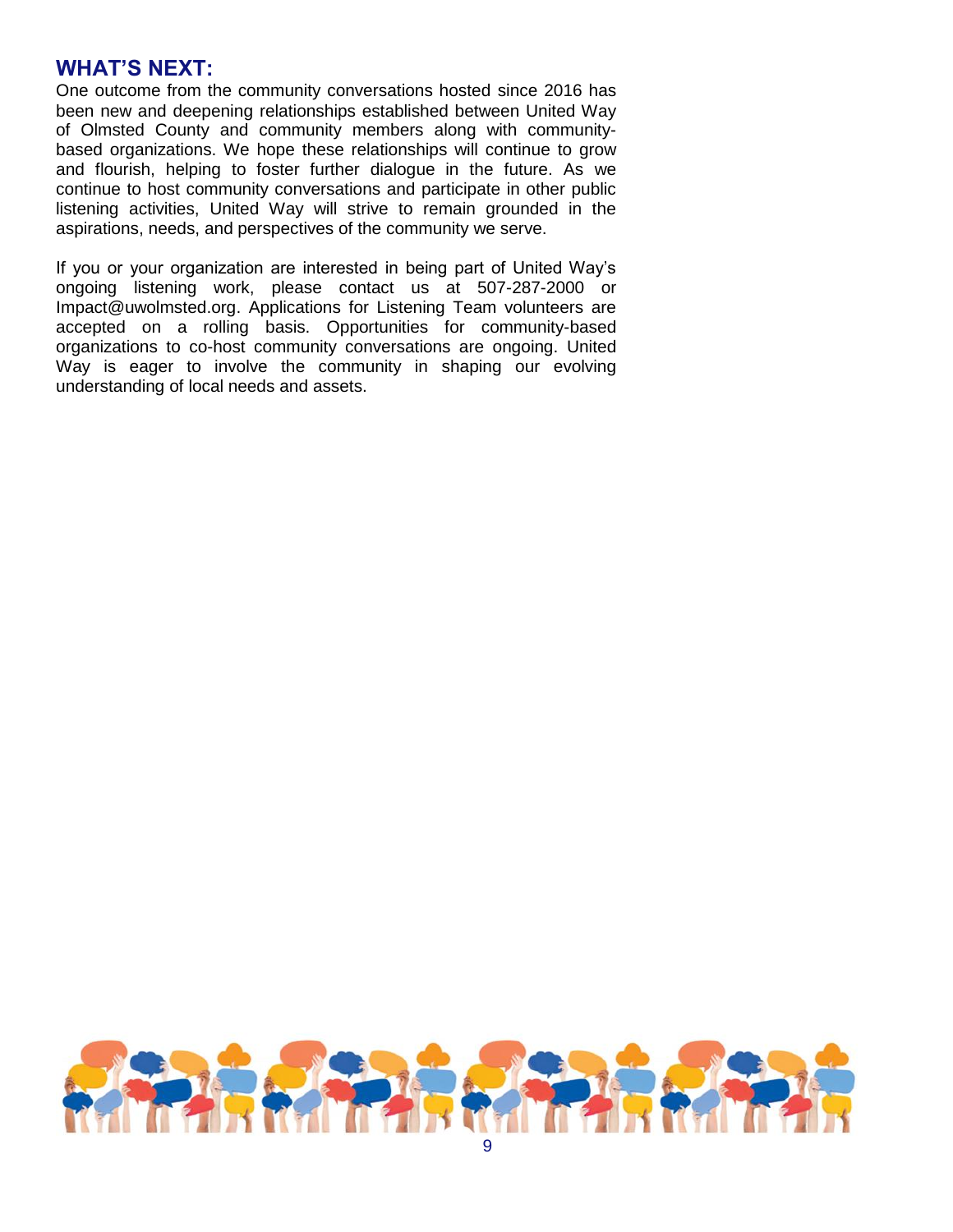## WHAT'S NEXT:

One outcome from the community conversations hosted since 2016 has been new and deepening relationships established between United Way of Olmsted County and community members along with community-based organizations. We hope these relationships will continue to grow and flourish, helping to foster further dialogue in the future. As we continue to host community conversations and participate in other public listening activities, United Way will strive to remain grounded in the aspirations, needs, and perspectives of the community we serve.

If you or your organization are interested in being part of United Way's ongoing listening work, please contact us at 507-287-2000 or Impact@uwolmsted.org. Applications for Listening Team volunteers are accepted on a rolling basis. Opportunities for community-based organizations to co-host community conversations are ongoing. United Way is eager to involve the community in shaping our evolving understanding of local needs and assets.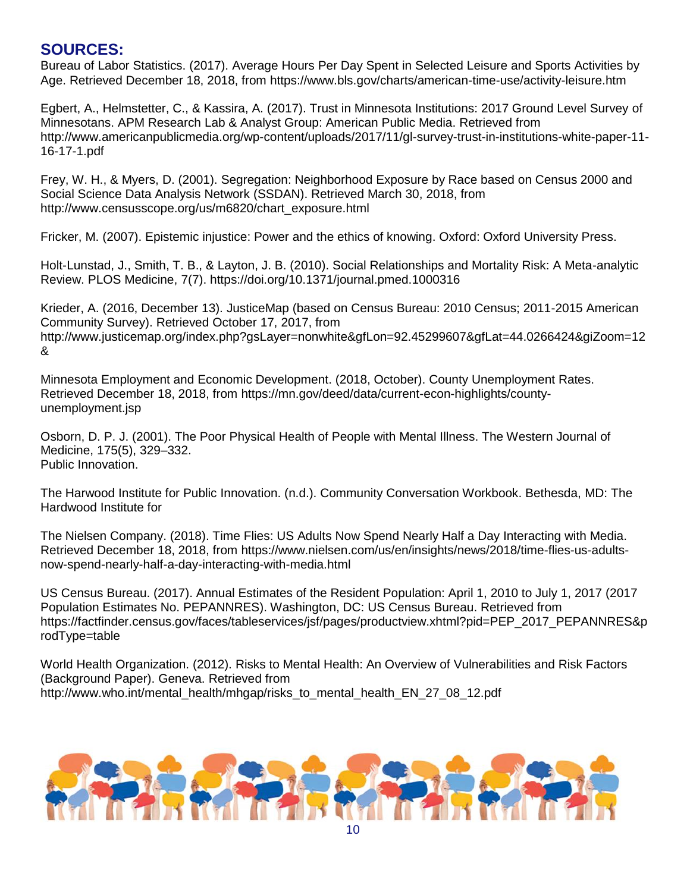## SOURCES:

Bureau of Labor Statistics. (2017). Average Hours Per Day Spent in Selected Leisure and Sports Activities by Age. Retrieved December 18, 2018, from https://www.bls.gov/charts/american-time-use/activity-leisure.htm

Egbert, A., Helmstetter, C., & Kassira, A. (2017). Trust in Minnesota Institutions: 2017 Ground Level Survey of Minnesotans. APM Research Lab & Analyst Group: American Public Media. Retrieved from http://www.americanpublicmedia.org/wp-content/uploads/2017/11/gl-survey-trust-in-institutions-white-paper-11-16-17-1.pdf

Frey, W. H., & Myers, D. (2001). Segregation: Neighborhood Exposure by Race based on Census 2000 and Social Science Data Analysis Network (SSDAN). Retrieved March 30, 2018, from http://www.censusscope.org/us/m6820/chart_exposure.html

Fricker, M. (2007). Epistemic injustice: Power and the ethics of knowing. Oxford: Oxford University Press.

Holt-Lunstad, J., Smith, T. B., & Layton, J. B. (2010). Social Relationships and Mortality Risk: A Meta-analytic Review. PLOS Medicine, 7(7). https://doi.org/10.1371/journal.pmed.1000316

Krieder, A. (2016, December 13). JusticeMap (based on Census Bureau: 2010 Census; 2011-2015 American Community Survey). Retrieved October 17, 2017, from http://www.justicemap.org/index.php?gsLayer=nonwhite&gfLon=92.45299607&gfLat=44.0266424&giZoom=12&

Minnesota Employment and Economic Development. (2018, October). County Unemployment Rates. Retrieved December 18, 2018, from https://mn.gov/deed/data/current-econ-highlights/county-unemployment.jsp

Osborn, D. P. J. (2001). The Poor Physical Health of People with Mental Illness. The Western Journal of Medicine, 175(5), 329–332.
Public Innovation.

The Harwood Institute for Public Innovation. (n.d.). Community Conversation Workbook. Bethesda, MD: The Hardwood Institute for

The Nielsen Company. (2018). Time Flies: US Adults Now Spend Nearly Half a Day Interacting with Media. Retrieved December 18, 2018, from https://www.nielsen.com/us/en/insights/news/2018/time-flies-us-adults-now-spend-nearly-half-a-day-interacting-with-media.html

US Census Bureau. (2017). Annual Estimates of the Resident Population: April 1, 2010 to July 1, 2017 (2017 Population Estimates No. PEPANNRES). Washington, DC: US Census Bureau. Retrieved from https://factfinder.census.gov/faces/tableservices/jsf/pages/productview.xhtml?pid=PEP_2017_PEPANNRES&prodType=table

World Health Organization. (2012). Risks to Mental Health: An Overview of Vulnerabilities and Risk Factors (Background Paper). Geneva. Retrieved from http://www.who.int/mental_health/mhgap/risks_to_mental_health_EN_27_08_12.pdf